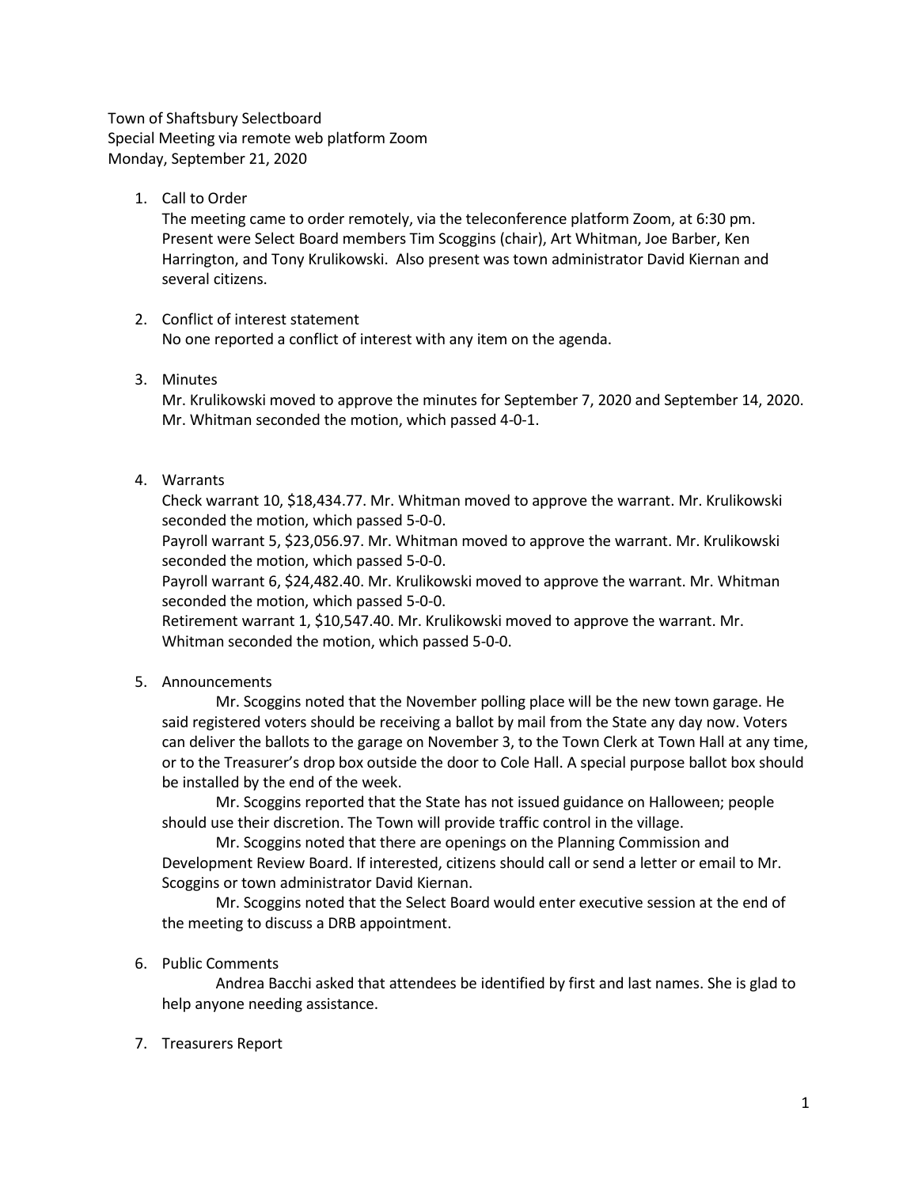Town of Shaftsbury Selectboard
Special Meeting via remote web platform Zoom
Monday, September 21, 2020

1. Call to Order
   The meeting came to order remotely, via the teleconference platform Zoom, at 6:30 pm. Present were Select Board members Tim Scoggins (chair), Art Whitman, Joe Barber, Ken Harrington, and Tony Krulikowski. Also present was town administrator David Kiernan and several citizens.

2. Conflict of interest statement
   No one reported a conflict of interest with any item on the agenda.

3. Minutes
   Mr. Krulikowski moved to approve the minutes for September 7, 2020 and September 14, 2020. Mr. Whitman seconded the motion, which passed 4-0-1.

4. Warrants
   Check warrant 10, $18,434.77. Mr. Whitman moved to approve the warrant. Mr. Krulikowski seconded the motion, which passed 5-0-0.
   Payroll warrant 5, $23,056.97. Mr. Whitman moved to approve the warrant. Mr. Krulikowski seconded the motion, which passed 5-0-0.
   Payroll warrant 6, $24,482.40. Mr. Krulikowski moved to approve the warrant. Mr. Whitman seconded the motion, which passed 5-0-0.
   Retirement warrant 1, $10,547.40. Mr. Krulikowski moved to approve the warrant. Mr. Whitman seconded the motion, which passed 5-0-0.

5. Announcements
   Mr. Scoggins noted that the November polling place will be the new town garage. He said registered voters should be receiving a ballot by mail from the State any day now. Voters can deliver the ballots to the garage on November 3, to the Town Clerk at Town Hall at any time, or to the Treasurer's drop box outside the door to Cole Hall. A special purpose ballot box should be installed by the end of the week.
   Mr. Scoggins reported that the State has not issued guidance on Halloween; people should use their discretion. The Town will provide traffic control in the village.
   Mr. Scoggins noted that there are openings on the Planning Commission and Development Review Board. If interested, citizens should call or send a letter or email to Mr. Scoggins or town administrator David Kiernan.
   Mr. Scoggins noted that the Select Board would enter executive session at the end of the meeting to discuss a DRB appointment.

6. Public Comments
   Andrea Bacchi asked that attendees be identified by first and last names. She is glad to help anyone needing assistance.

7. Treasurers Report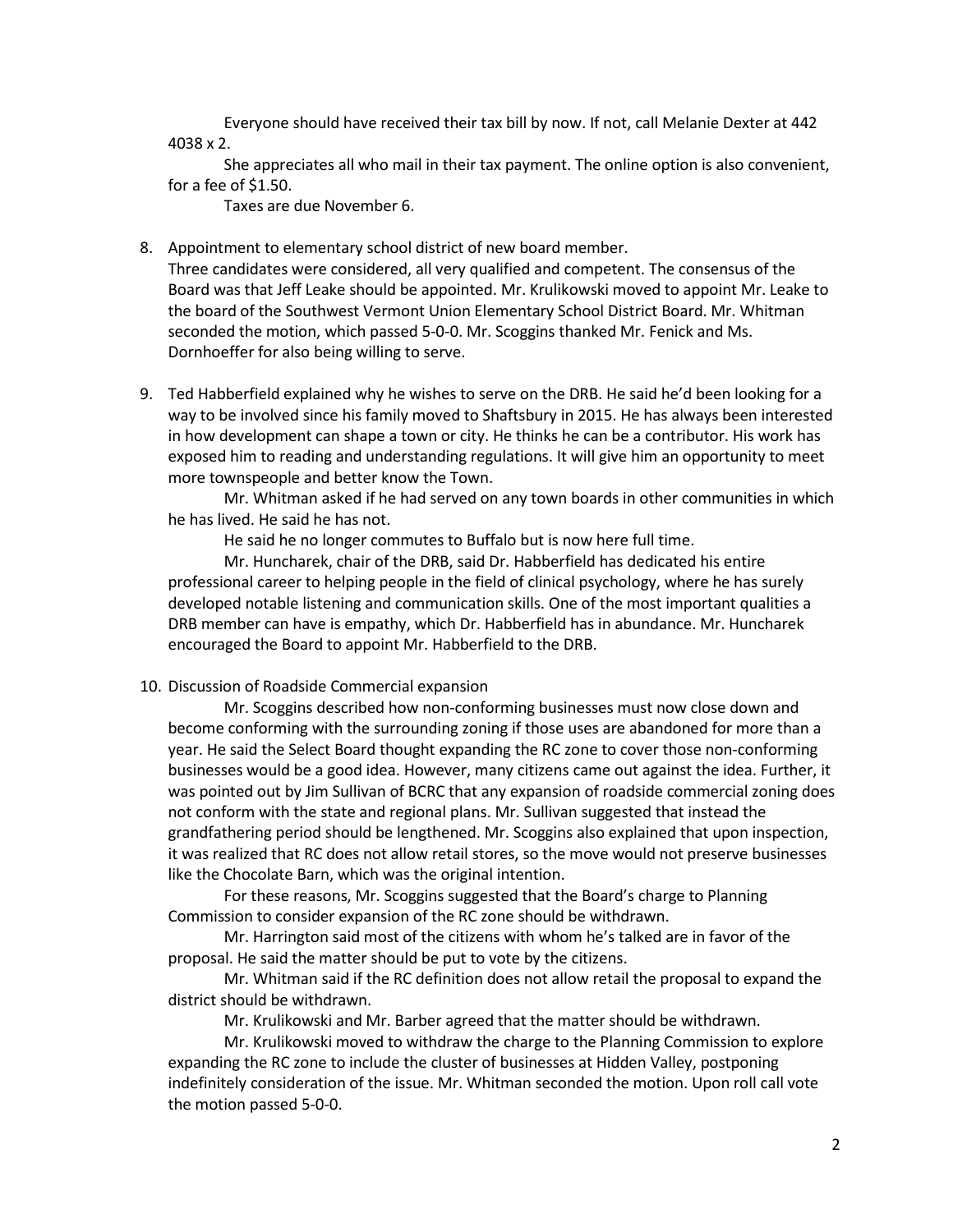Everyone should have received their tax bill by now. If not, call Melanie Dexter at 442 4038 x 2.

She appreciates all who mail in their tax payment. The online option is also convenient, for a fee of $1.50.

Taxes are due November 6.

8. Appointment to elementary school district of new board member.
   Three candidates were considered, all very qualified and competent. The consensus of the Board was that Jeff Leake should be appointed. Mr. Krulikowski moved to appoint Mr. Leake to the board of the Southwest Vermont Union Elementary School District Board. Mr. Whitman seconded the motion, which passed 5-0-0. Mr. Scoggins thanked Mr. Fenick and Ms. Dornhoeffer for also being willing to serve.

9. Ted Habberfield explained why he wishes to serve on the DRB. He said he'd been looking for a way to be involved since his family moved to Shaftsbury in 2015. He has always been interested in how development can shape a town or city. He thinks he can be a contributor. His work has exposed him to reading and understanding regulations. It will give him an opportunity to meet more townspeople and better know the Town.

   Mr. Whitman asked if he had served on any town boards in other communities in which he has lived. He said he has not.

   He said he no longer commutes to Buffalo but is now here full time.

   Mr. Huncharek, chair of the DRB, said Dr. Habberfield has dedicated his entire professional career to helping people in the field of clinical psychology, where he has surely developed notable listening and communication skills. One of the most important qualities a DRB member can have is empathy, which Dr. Habberfield has in abundance. Mr. Huncharek encouraged the Board to appoint Mr. Habberfield to the DRB.

10. Discussion of Roadside Commercial expansion

    Mr. Scoggins described how non-conforming businesses must now close down and become conforming with the surrounding zoning if those uses are abandoned for more than a year. He said the Select Board thought expanding the RC zone to cover those non-conforming businesses would be a good idea. However, many citizens came out against the idea. Further, it was pointed out by Jim Sullivan of BCRC that any expansion of roadside commercial zoning does not conform with the state and regional plans. Mr. Sullivan suggested that instead the grandfathering period should be lengthened. Mr. Scoggins also explained that upon inspection, it was realized that RC does not allow retail stores, so the move would not preserve businesses like the Chocolate Barn, which was the original intention.

    For these reasons, Mr. Scoggins suggested that the Board's charge to Planning Commission to consider expansion of the RC zone should be withdrawn.

    Mr. Harrington said most of the citizens with whom he's talked are in favor of the proposal. He said the matter should be put to vote by the citizens.

    Mr. Whitman said if the RC definition does not allow retail the proposal to expand the district should be withdrawn.

    Mr. Krulikowski and Mr. Barber agreed that the matter should be withdrawn.

    Mr. Krulikowski moved to withdraw the charge to the Planning Commission to explore expanding the RC zone to include the cluster of businesses at Hidden Valley, postponing indefinitely consideration of the issue. Mr. Whitman seconded the motion. Upon roll call vote the motion passed 5-0-0.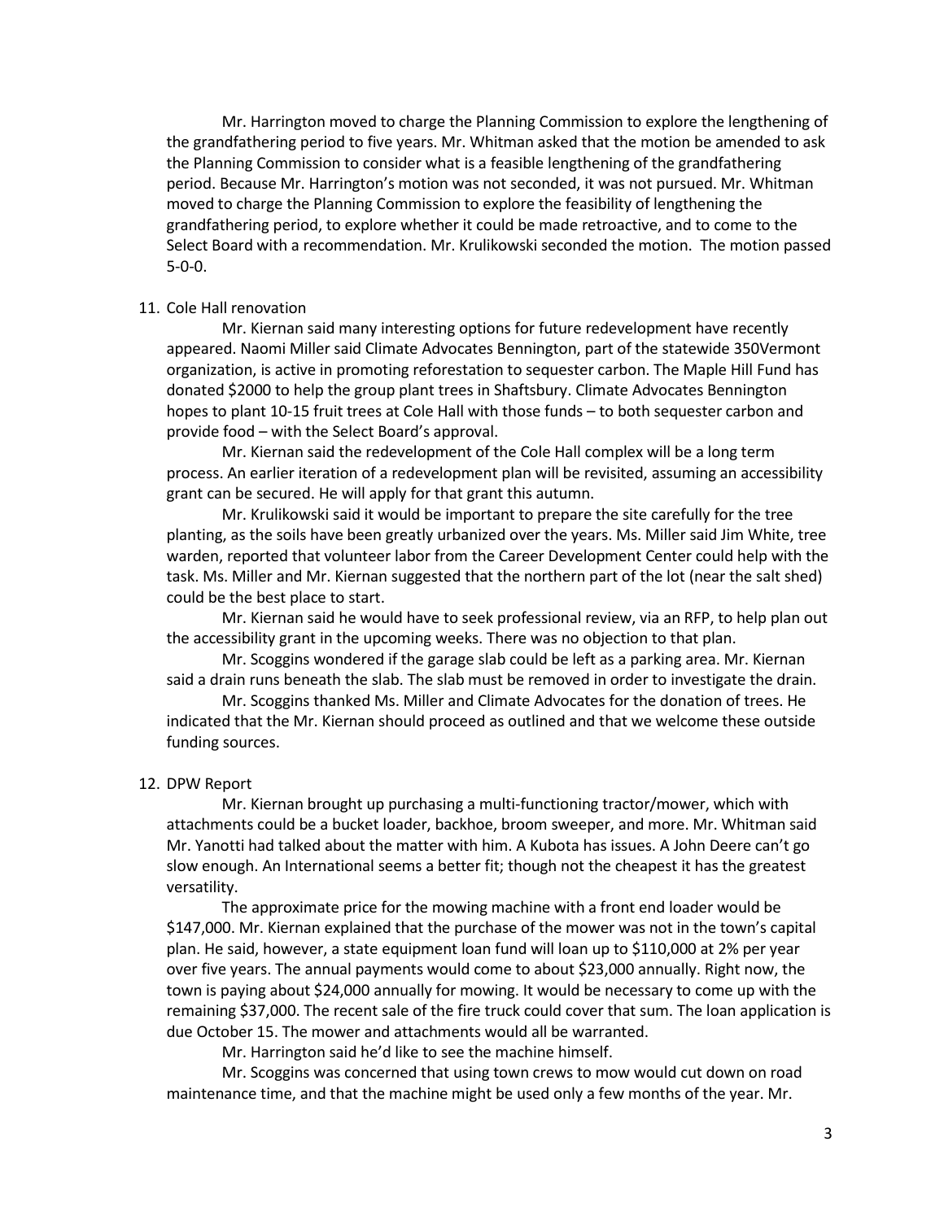Mr. Harrington moved to charge the Planning Commission to explore the lengthening of the grandfathering period to five years. Mr. Whitman asked that the motion be amended to ask the Planning Commission to consider what is a feasible lengthening of the grandfathering period. Because Mr. Harrington's motion was not seconded, it was not pursued. Mr. Whitman moved to charge the Planning Commission to explore the feasibility of lengthening the grandfathering period, to explore whether it could be made retroactive, and to come to the Select Board with a recommendation. Mr. Krulikowski seconded the motion. The motion passed 5-0-0.

11. Cole Hall renovation

Mr. Kiernan said many interesting options for future redevelopment have recently appeared. Naomi Miller said Climate Advocates Bennington, part of the statewide 350Vermont organization, is active in promoting reforestation to sequester carbon. The Maple Hill Fund has donated $2000 to help the group plant trees in Shaftsbury. Climate Advocates Bennington hopes to plant 10-15 fruit trees at Cole Hall with those funds – to both sequester carbon and provide food – with the Select Board's approval.

Mr. Kiernan said the redevelopment of the Cole Hall complex will be a long term process. An earlier iteration of a redevelopment plan will be revisited, assuming an accessibility grant can be secured. He will apply for that grant this autumn.

Mr. Krulikowski said it would be important to prepare the site carefully for the tree planting, as the soils have been greatly urbanized over the years. Ms. Miller said Jim White, tree warden, reported that volunteer labor from the Career Development Center could help with the task. Ms. Miller and Mr. Kiernan suggested that the northern part of the lot (near the salt shed) could be the best place to start.

Mr. Kiernan said he would have to seek professional review, via an RFP, to help plan out the accessibility grant in the upcoming weeks. There was no objection to that plan.

Mr. Scoggins wondered if the garage slab could be left as a parking area. Mr. Kiernan said a drain runs beneath the slab. The slab must be removed in order to investigate the drain.

Mr. Scoggins thanked Ms. Miller and Climate Advocates for the donation of trees. He indicated that the Mr. Kiernan should proceed as outlined and that we welcome these outside funding sources.

12. DPW Report

Mr. Kiernan brought up purchasing a multi-functioning tractor/mower, which with attachments could be a bucket loader, backhoe, broom sweeper, and more. Mr. Whitman said Mr. Yanotti had talked about the matter with him. A Kubota has issues. A John Deere can't go slow enough. An International seems a better fit; though not the cheapest it has the greatest versatility.

The approximate price for the mowing machine with a front end loader would be $147,000. Mr. Kiernan explained that the purchase of the mower was not in the town's capital plan. He said, however, a state equipment loan fund will loan up to $110,000 at 2% per year over five years. The annual payments would come to about $23,000 annually. Right now, the town is paying about $24,000 annually for mowing. It would be necessary to come up with the remaining $37,000. The recent sale of the fire truck could cover that sum. The loan application is due October 15. The mower and attachments would all be warranted.

Mr. Harrington said he'd like to see the machine himself.

Mr. Scoggins was concerned that using town crews to mow would cut down on road maintenance time, and that the machine might be used only a few months of the year. Mr.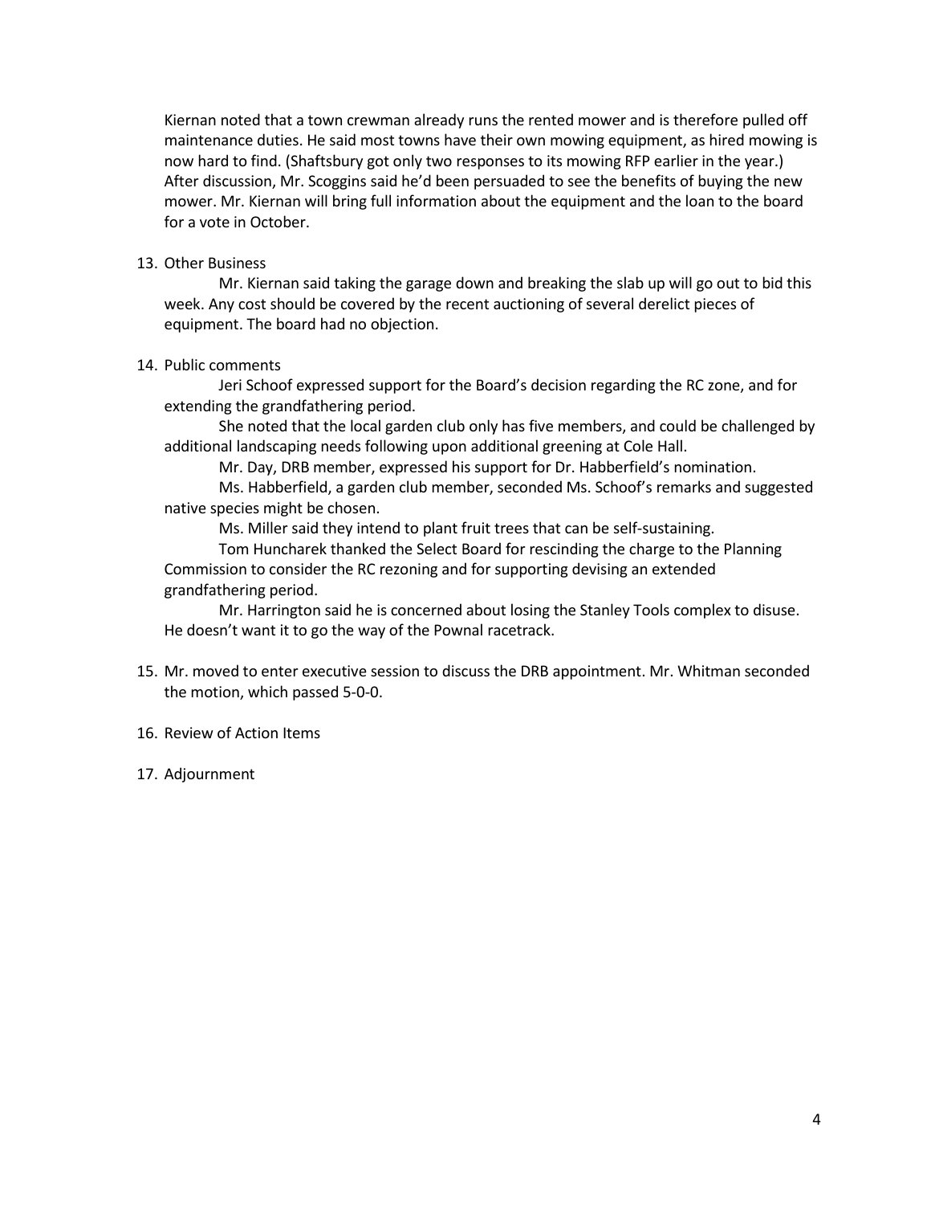Kiernan noted that a town crewman already runs the rented mower and is therefore pulled off maintenance duties. He said most towns have their own mowing equipment, as hired mowing is now hard to find. (Shaftsbury got only two responses to its mowing RFP earlier in the year.) After discussion, Mr. Scoggins said he'd been persuaded to see the benefits of buying the new mower. Mr. Kiernan will bring full information about the equipment and the loan to the board for a vote in October.

13. Other Business

    Mr. Kiernan said taking the garage down and breaking the slab up will go out to bid this week. Any cost should be covered by the recent auctioning of several derelict pieces of equipment. The board had no objection.

14. Public comments

    Jeri Schoof expressed support for the Board's decision regarding the RC zone, and for extending the grandfathering period.

    She noted that the local garden club only has five members, and could be challenged by additional landscaping needs following upon additional greening at Cole Hall.

    Mr. Day, DRB member, expressed his support for Dr. Habberfield's nomination.

    Ms. Habberfield, a garden club member, seconded Ms. Schoof's remarks and suggested native species might be chosen.

    Ms. Miller said they intend to plant fruit trees that can be self-sustaining.

    Tom Huncharek thanked the Select Board for rescinding the charge to the Planning Commission to consider the RC rezoning and for supporting devising an extended grandfathering period.

    Mr. Harrington said he is concerned about losing the Stanley Tools complex to disuse. He doesn't want it to go the way of the Pownal racetrack.

15. Mr. moved to enter executive session to discuss the DRB appointment. Mr. Whitman seconded the motion, which passed 5-0-0.

16. Review of Action Items

17. Adjournment